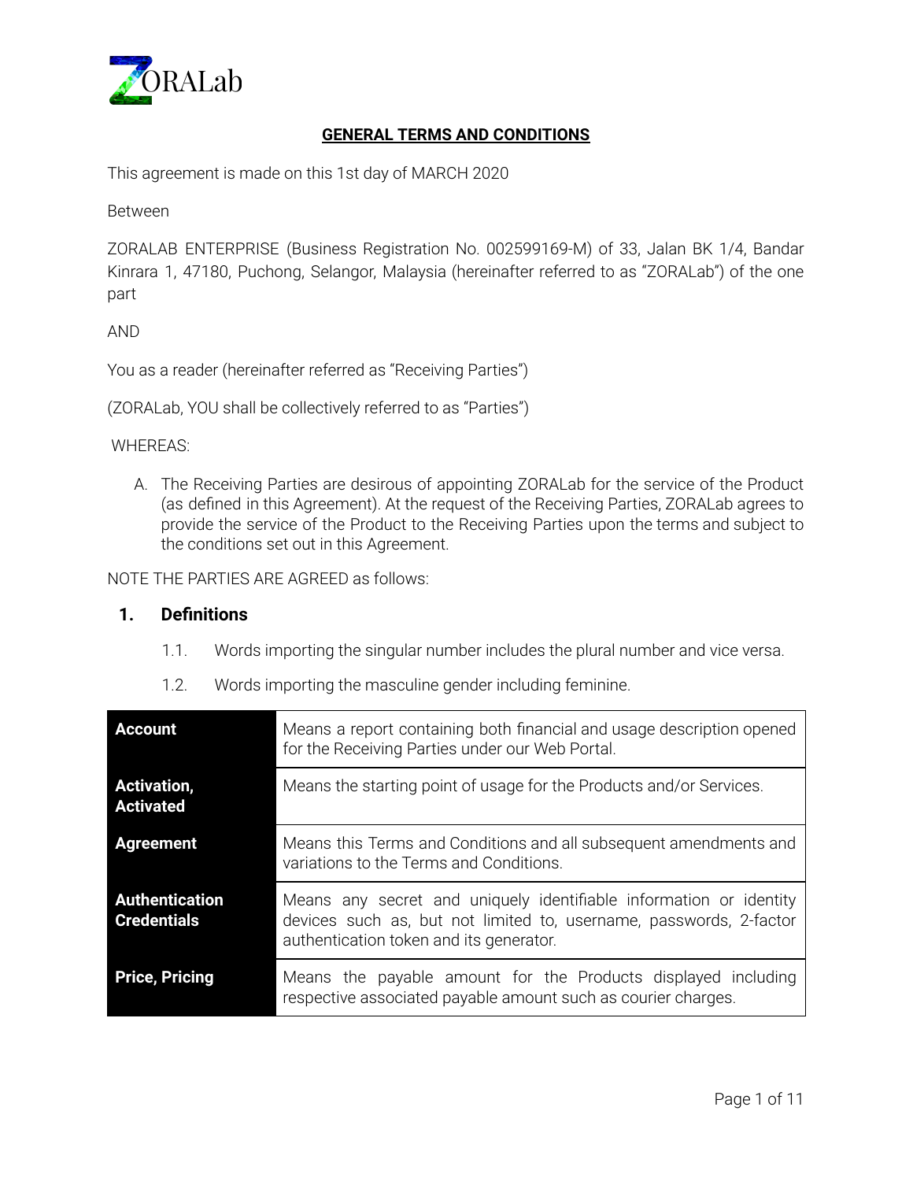ZORALab

# GENERAL TERMS AND CONDITIONS

This agreement is made on this 1st day of MARCH 2020

Between

ZORALAB ENTERPRISE (Business Registration No. 002599169-M) of 33, Jalan BK 1/4, Bandar Kinrara 1, 47180, Puchong, Selangor, Malaysia (hereinafter referred to as "ZORALab") of the one part

AND

You as a reader (hereinafter referred as "Receiving Parties")

(ZORALab, YOU shall be collectively referred to as "Parties")

WHEREAS:

A. The Receiving Parties are desirous of appointing ZORALab for the service of the Product (as defined in this Agreement). At the request of the Receiving Parties, ZORALab agrees to provide the service of the Product to the Receiving Parties upon the terms and subject to the conditions set out in this Agreement.

NOTE THE PARTIES ARE AGREED as follows:

## 1. Definitions

1.1. Words importing the singular number includes the plural number and vice versa.

1.2. Words importing the masculine gender including feminine.

| Term | Definition |
|---|---|
| **Account** | Means a report containing both financial and usage description opened for the Receiving Parties under our Web Portal. |
| **Activation, Activated** | Means the starting point of usage for the Products and/or Services. |
| **Agreement** | Means this Terms and Conditions and all subsequent amendments and variations to the Terms and Conditions. |
| **Authentication Credentials** | Means any secret and uniquely identifiable information or identity devices such as, but not limited to, username, passwords, 2-factor authentication token and its generator. |
| **Price, Pricing** | Means the payable amount for the Products displayed including respective associated payable amount such as courier charges. |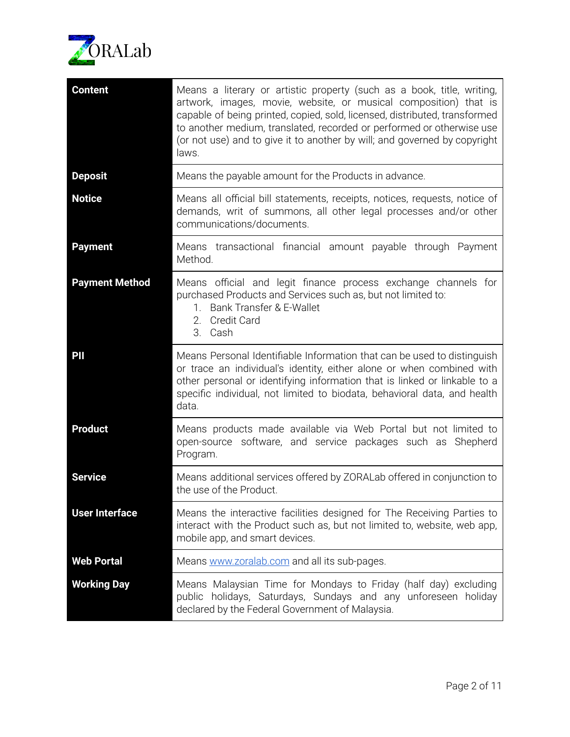| | |
|---|---|
| **Content** | Means a literary or artistic property (such as a book, title, writing, artwork, images, movie, website, or musical composition) that is capable of being printed, copied, sold, licensed, distributed, transformed to another medium, translated, recorded or performed or otherwise use (or not use) and to give it to another by will; and governed by copyright laws. |
| **Deposit** | Means the payable amount for the Products in advance. |
| **Notice** | Means all official bill statements, receipts, notices, requests, notice of demands, writ of summons, all other legal processes and/or other communications/documents. |
| **Payment** | Means transactional financial amount payable through Payment Method. |
| **Payment Method** | Means official and legit finance process exchange channels for purchased Products and Services such as, but not limited to:<br>1. Bank Transfer & E-Wallet<br>2. Credit Card<br>3. Cash |
| **PII** | Means Personal Identifiable Information that can be used to distinguish or trace an individual's identity, either alone or when combined with other personal or identifying information that is linked or linkable to a specific individual, not limited to biodata, behavioral data, and health data. |
| **Product** | Means products made available via Web Portal but not limited to open-source software, and service packages such as Shepherd Program. |
| **Service** | Means additional services offered by ZORALab offered in conjunction to the use of the Product. |
| **User Interface** | Means the interactive facilities designed for The Receiving Parties to interact with the Product such as, but not limited to, website, web app, mobile app, and smart devices. |
| **Web Portal** | Means [www.zoralab.com](https://www.zoralab.com) and all its sub-pages. |
| **Working Day** | Means Malaysian Time for Mondays to Friday (half day) excluding public holidays, Saturdays, Sundays and any unforeseen holiday declared by the Federal Government of Malaysia. |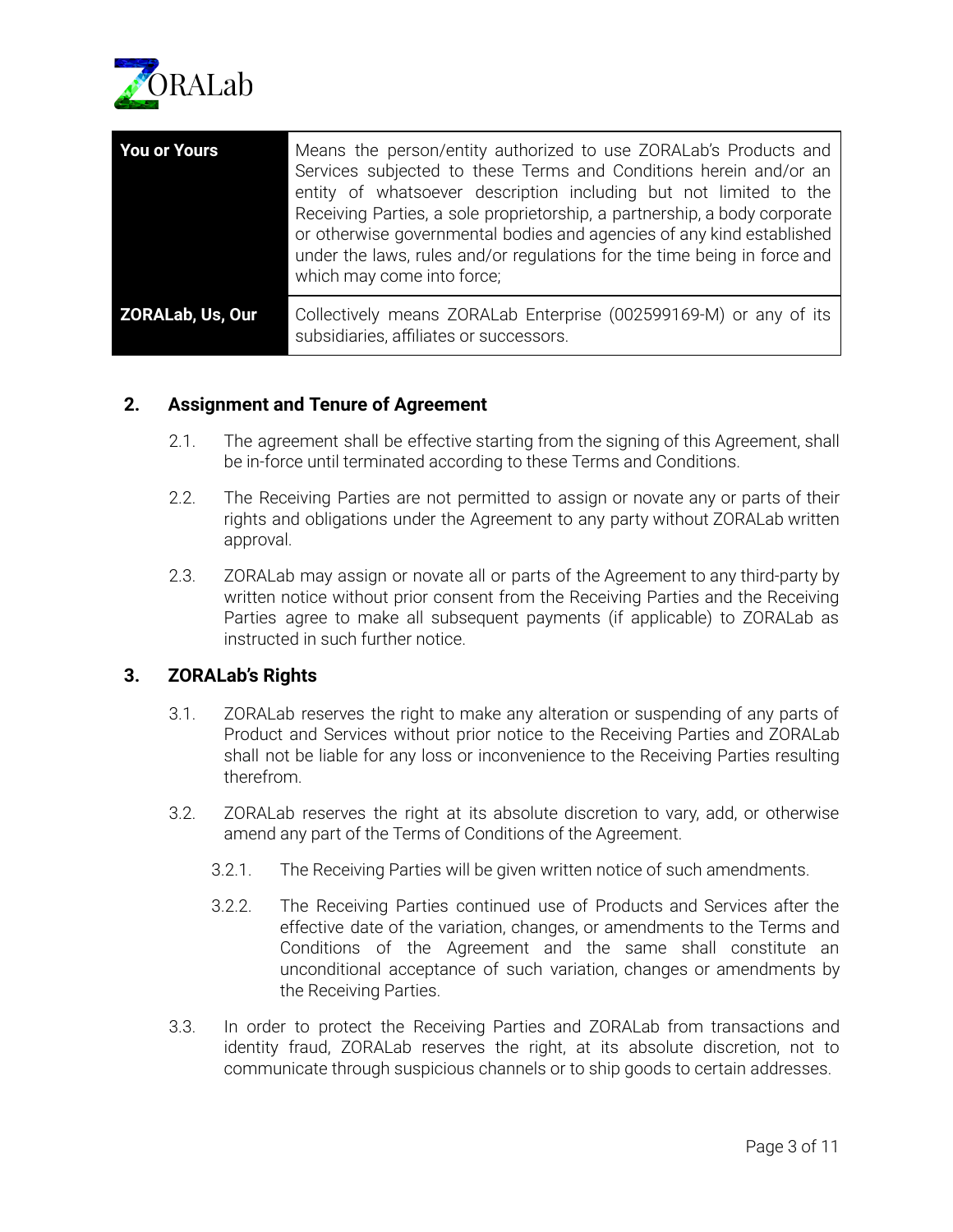| | |
|---|---|
| **You or Yours** | Means the person/entity authorized to use ZORALab's Products and Services subjected to these Terms and Conditions herein and/or an entity of whatsoever description including but not limited to the Receiving Parties, a sole proprietorship, a partnership, a body corporate or otherwise governmental bodies and agencies of any kind established under the laws, rules and/or regulations for the time being in force and which may come into force; |
| **ZORALab, Us, Our** | Collectively means ZORALab Enterprise (002599169-M) or any of its subsidiaries, affiliates or successors. |

## 2. Assignment and Tenure of Agreement

2.1. The agreement shall be effective starting from the signing of this Agreement, shall be in-force until terminated according to these Terms and Conditions.

2.2. The Receiving Parties are not permitted to assign or novate any or parts of their rights and obligations under the Agreement to any party without ZORALab written approval.

2.3. ZORALab may assign or novate all or parts of the Agreement to any third-party by written notice without prior consent from the Receiving Parties and the Receiving Parties agree to make all subsequent payments (if applicable) to ZORALab as instructed in such further notice.

## 3. ZORALab's Rights

3.1. ZORALab reserves the right to make any alteration or suspending of any parts of Product and Services without prior notice to the Receiving Parties and ZORALab shall not be liable for any loss or inconvenience to the Receiving Parties resulting therefrom.

3.2. ZORALab reserves the right at its absolute discretion to vary, add, or otherwise amend any part of the Terms of Conditions of the Agreement.

3.2.1. The Receiving Parties will be given written notice of such amendments.

3.2.2. The Receiving Parties continued use of Products and Services after the effective date of the variation, changes, or amendments to the Terms and Conditions of the Agreement and the same shall constitute an unconditional acceptance of such variation, changes or amendments by the Receiving Parties.

3.3. In order to protect the Receiving Parties and ZORALab from transactions and identity fraud, ZORALab reserves the right, at its absolute discretion, not to communicate through suspicious channels or to ship goods to certain addresses.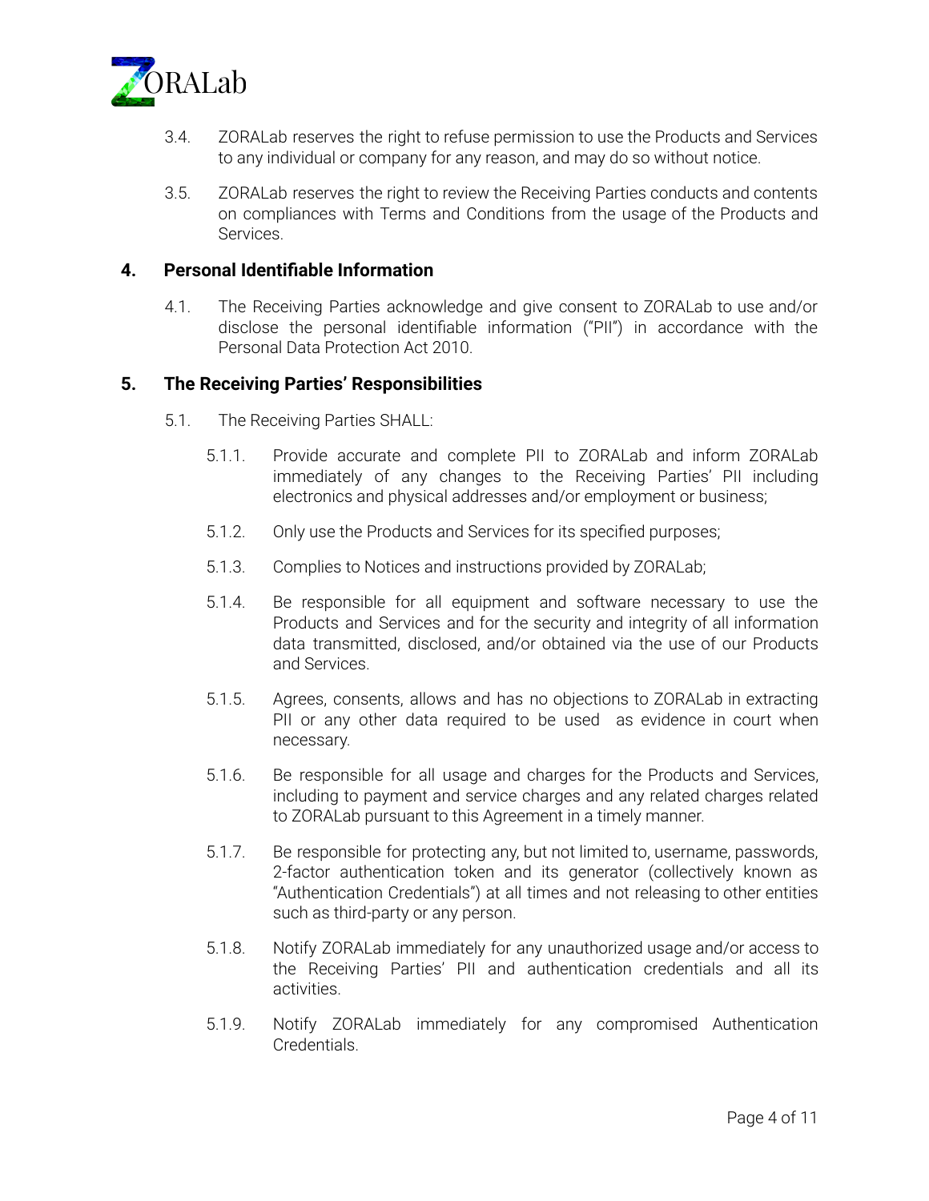3.4. ZORALab reserves the right to refuse permission to use the Products and Services to any individual or company for any reason, and may do so without notice.

3.5. ZORALab reserves the right to review the Receiving Parties conducts and contents on compliances with Terms and Conditions from the usage of the Products and Services.

## 4. Personal Identifiable Information

4.1. The Receiving Parties acknowledge and give consent to ZORALab to use and/or disclose the personal identifiable information ("PII") in accordance with the Personal Data Protection Act 2010.

## 5. The Receiving Parties' Responsibilities

5.1. The Receiving Parties SHALL:

5.1.1. Provide accurate and complete PII to ZORALab and inform ZORALab immediately of any changes to the Receiving Parties' PII including electronics and physical addresses and/or employment or business;

5.1.2. Only use the Products and Services for its specified purposes;

5.1.3. Complies to Notices and instructions provided by ZORALab;

5.1.4. Be responsible for all equipment and software necessary to use the Products and Services and for the security and integrity of all information data transmitted, disclosed, and/or obtained via the use of our Products and Services.

5.1.5. Agrees, consents, allows and has no objections to ZORALab in extracting PII or any other data required to be used as evidence in court when necessary.

5.1.6. Be responsible for all usage and charges for the Products and Services, including to payment and service charges and any related charges related to ZORALab pursuant to this Agreement in a timely manner.

5.1.7. Be responsible for protecting any, but not limited to, username, passwords, 2-factor authentication token and its generator (collectively known as "Authentication Credentials") at all times and not releasing to other entities such as third-party or any person.

5.1.8. Notify ZORALab immediately for any unauthorized usage and/or access to the Receiving Parties' PII and authentication credentials and all its activities.

5.1.9. Notify ZORALab immediately for any compromised Authentication Credentials.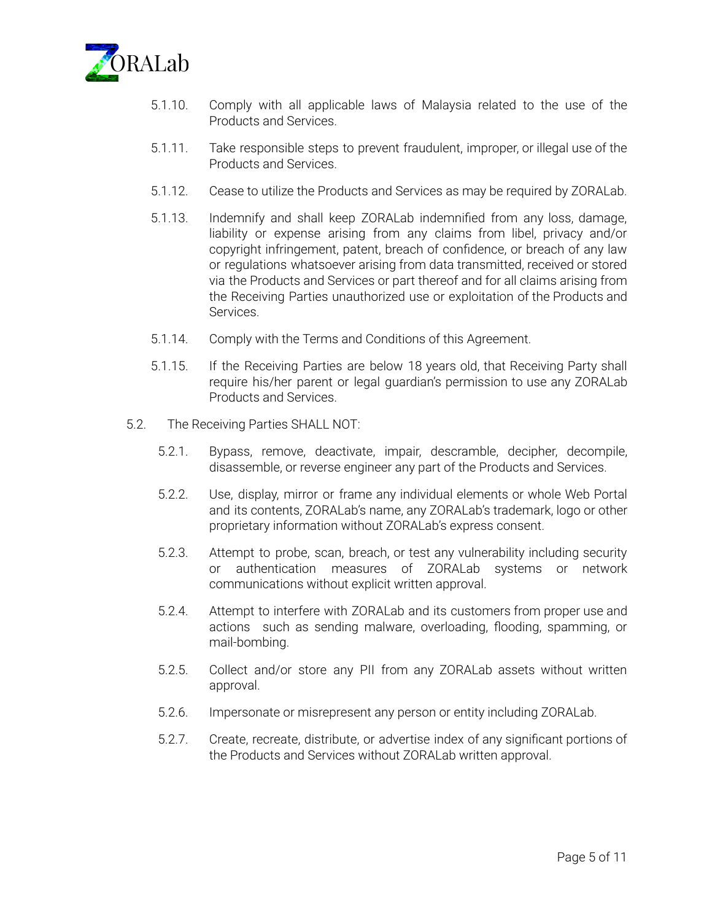5.1.10. Comply with all applicable laws of Malaysia related to the use of the Products and Services.

5.1.11. Take responsible steps to prevent fraudulent, improper, or illegal use of the Products and Services.

5.1.12. Cease to utilize the Products and Services as may be required by ZORALab.

5.1.13. Indemnify and shall keep ZORALab indemnified from any loss, damage, liability or expense arising from any claims from libel, privacy and/or copyright infringement, patent, breach of confidence, or breach of any law or regulations whatsoever arising from data transmitted, received or stored via the Products and Services or part thereof and for all claims arising from the Receiving Parties unauthorized use or exploitation of the Products and Services.

5.1.14. Comply with the Terms and Conditions of this Agreement.

5.1.15. If the Receiving Parties are below 18 years old, that Receiving Party shall require his/her parent or legal guardian's permission to use any ZORALab Products and Services.

5.2. The Receiving Parties SHALL NOT:

5.2.1. Bypass, remove, deactivate, impair, descramble, decipher, decompile, disassemble, or reverse engineer any part of the Products and Services.

5.2.2. Use, display, mirror or frame any individual elements or whole Web Portal and its contents, ZORALab's name, any ZORALab's trademark, logo or other proprietary information without ZORALab's express consent.

5.2.3. Attempt to probe, scan, breach, or test any vulnerability including security or authentication measures of ZORALab systems or network communications without explicit written approval.

5.2.4. Attempt to interfere with ZORALab and its customers from proper use and actions such as sending malware, overloading, flooding, spamming, or mail-bombing.

5.2.5. Collect and/or store any PII from any ZORALab assets without written approval.

5.2.6. Impersonate or misrepresent any person or entity including ZORALab.

5.2.7. Create, recreate, distribute, or advertise index of any significant portions of the Products and Services without ZORALab written approval.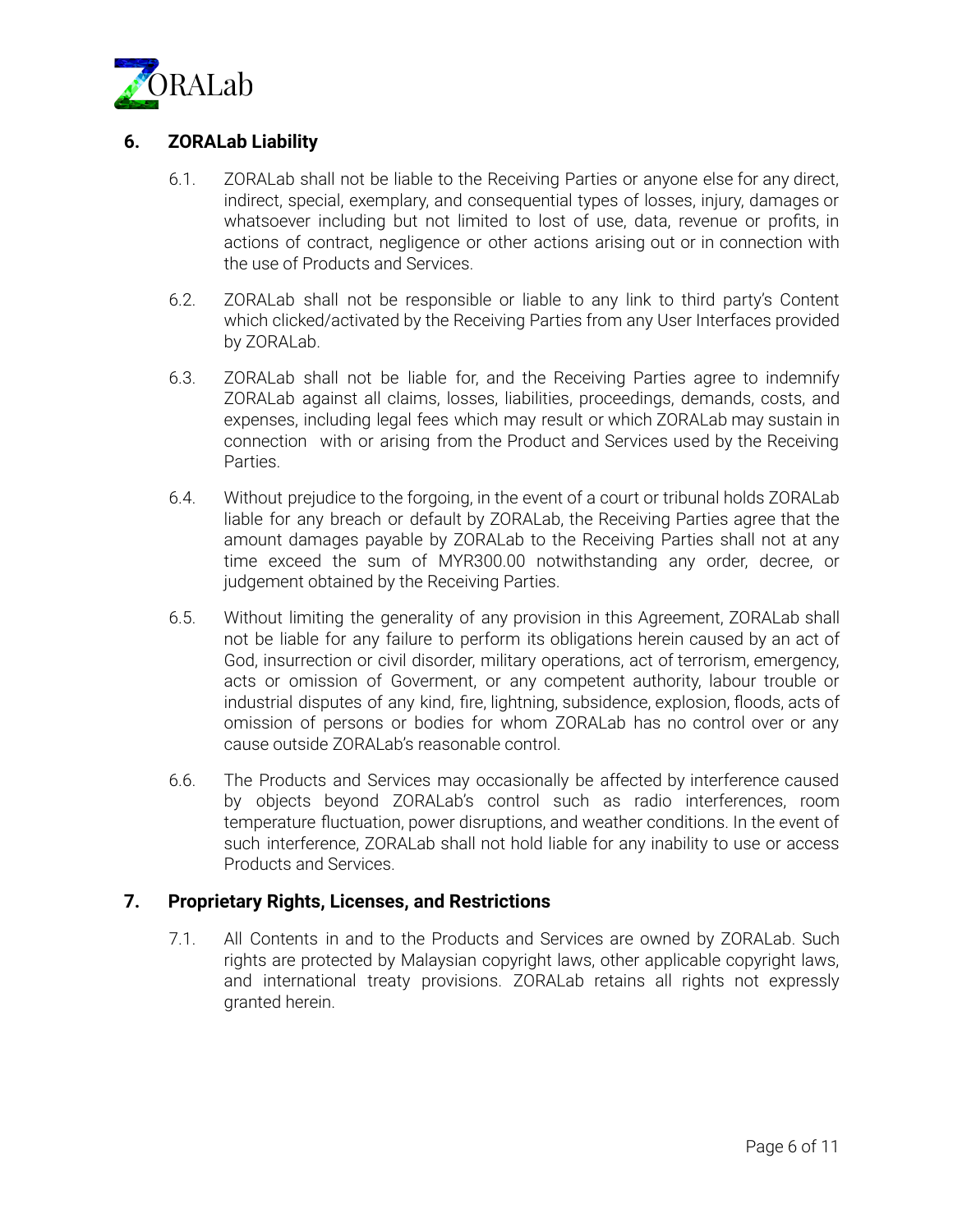## 6. ZORALab Liability

6.1. ZORALab shall not be liable to the Receiving Parties or anyone else for any direct, indirect, special, exemplary, and consequential types of losses, injury, damages or whatsoever including but not limited to lost of use, data, revenue or profits, in actions of contract, negligence or other actions arising out or in connection with the use of Products and Services.

6.2. ZORALab shall not be responsible or liable to any link to third party's Content which clicked/activated by the Receiving Parties from any User Interfaces provided by ZORALab.

6.3. ZORALab shall not be liable for, and the Receiving Parties agree to indemnify ZORALab against all claims, losses, liabilities, proceedings, demands, costs, and expenses, including legal fees which may result or which ZORALab may sustain in connection with or arising from the Product and Services used by the Receiving Parties.

6.4. Without prejudice to the forgoing, in the event of a court or tribunal holds ZORALab liable for any breach or default by ZORALab, the Receiving Parties agree that the amount damages payable by ZORALab to the Receiving Parties shall not at any time exceed the sum of MYR300.00 notwithstanding any order, decree, or judgement obtained by the Receiving Parties.

6.5. Without limiting the generality of any provision in this Agreement, ZORALab shall not be liable for any failure to perform its obligations herein caused by an act of God, insurrection or civil disorder, military operations, act of terrorism, emergency, acts or omission of Goverment, or any competent authority, labour trouble or industrial disputes of any kind, fire, lightning, subsidence, explosion, floods, acts of omission of persons or bodies for whom ZORALab has no control over or any cause outside ZORALab's reasonable control.

6.6. The Products and Services may occasionally be affected by interference caused by objects beyond ZORALab's control such as radio interferences, room temperature fluctuation, power disruptions, and weather conditions. In the event of such interference, ZORALab shall not hold liable for any inability to use or access Products and Services.

## 7. Proprietary Rights, Licenses, and Restrictions

7.1. All Contents in and to the Products and Services are owned by ZORALab. Such rights are protected by Malaysian copyright laws, other applicable copyright laws, and international treaty provisions. ZORALab retains all rights not expressly granted herein.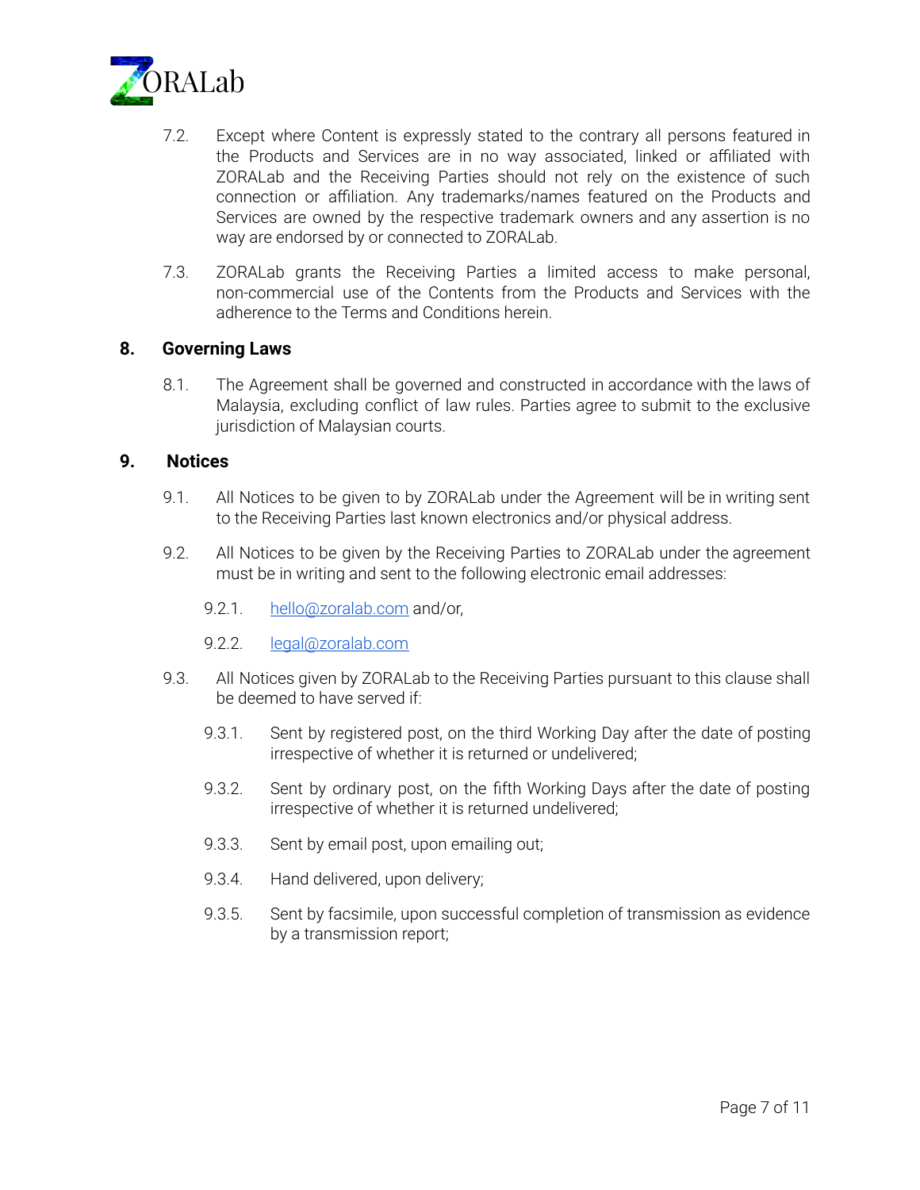7.2. Except where Content is expressly stated to the contrary all persons featured in the Products and Services are in no way associated, linked or affiliated with ZORALab and the Receiving Parties should not rely on the existence of such connection or affiliation. Any trademarks/names featured on the Products and Services are owned by the respective trademark owners and any assertion is no way are endorsed by or connected to ZORALab.

7.3. ZORALab grants the Receiving Parties a limited access to make personal, non-commercial use of the Contents from the Products and Services with the adherence to the Terms and Conditions herein.

## 8. Governing Laws

8.1. The Agreement shall be governed and constructed in accordance with the laws of Malaysia, excluding conflict of law rules. Parties agree to submit to the exclusive jurisdiction of Malaysian courts.

## 9. Notices

9.1. All Notices to be given to by ZORALab under the Agreement will be in writing sent to the Receiving Parties last known electronics and/or physical address.

9.2. All Notices to be given by the Receiving Parties to ZORALab under the agreement must be in writing and sent to the following electronic email addresses:

- 9.2.1. hello@zoralab.com and/or,
- 9.2.2. legal@zoralab.com

9.3. All Notices given by ZORALab to the Receiving Parties pursuant to this clause shall be deemed to have served if:

- 9.3.1. Sent by registered post, on the third Working Day after the date of posting irrespective of whether it is returned or undelivered;
- 9.3.2. Sent by ordinary post, on the fifth Working Days after the date of posting irrespective of whether it is returned undelivered;
- 9.3.3. Sent by email post, upon emailing out;
- 9.3.4. Hand delivered, upon delivery;
- 9.3.5. Sent by facsimile, upon successful completion of transmission as evidence by a transmission report;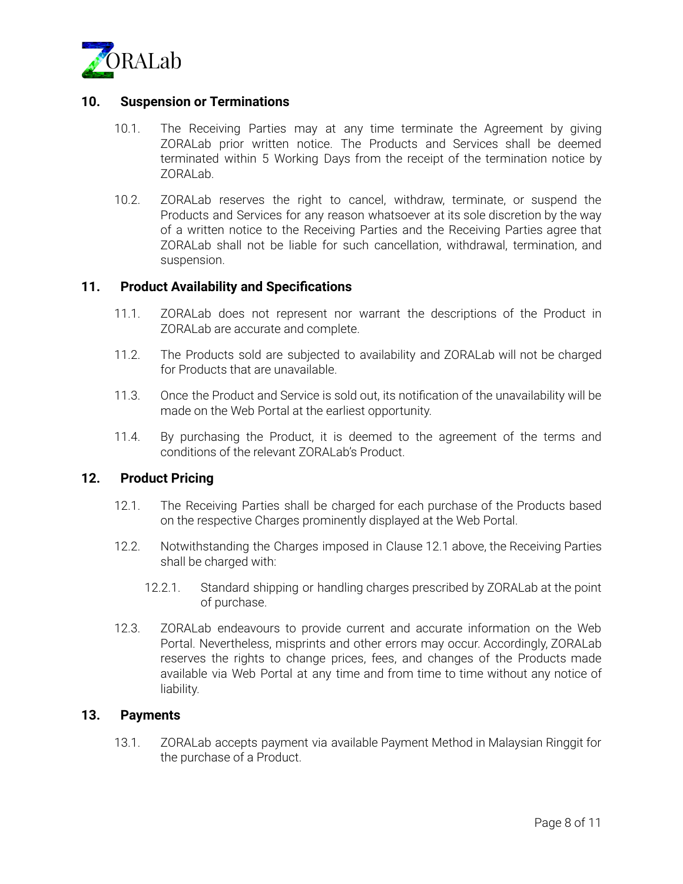## 10. Suspension or Terminations

10.1. The Receiving Parties may at any time terminate the Agreement by giving ZORALab prior written notice. The Products and Services shall be deemed terminated within 5 Working Days from the receipt of the termination notice by ZORALab.

10.2. ZORALab reserves the right to cancel, withdraw, terminate, or suspend the Products and Services for any reason whatsoever at its sole discretion by the way of a written notice to the Receiving Parties and the Receiving Parties agree that ZORALab shall not be liable for such cancellation, withdrawal, termination, and suspension.

## 11. Product Availability and Specifications

11.1. ZORALab does not represent nor warrant the descriptions of the Product in ZORALab are accurate and complete.

11.2. The Products sold are subjected to availability and ZORALab will not be charged for Products that are unavailable.

11.3. Once the Product and Service is sold out, its notification of the unavailability will be made on the Web Portal at the earliest opportunity.

11.4. By purchasing the Product, it is deemed to the agreement of the terms and conditions of the relevant ZORALab's Product.

## 12. Product Pricing

12.1. The Receiving Parties shall be charged for each purchase of the Products based on the respective Charges prominently displayed at the Web Portal.

12.2. Notwithstanding the Charges imposed in Clause 12.1 above, the Receiving Parties shall be charged with:

12.2.1. Standard shipping or handling charges prescribed by ZORALab at the point of purchase.

12.3. ZORALab endeavours to provide current and accurate information on the Web Portal. Nevertheless, misprints and other errors may occur. Accordingly, ZORALab reserves the rights to change prices, fees, and changes of the Products made available via Web Portal at any time and from time to time without any notice of liability.

## 13. Payments

13.1. ZORALab accepts payment via available Payment Method in Malaysian Ringgit for the purchase of a Product.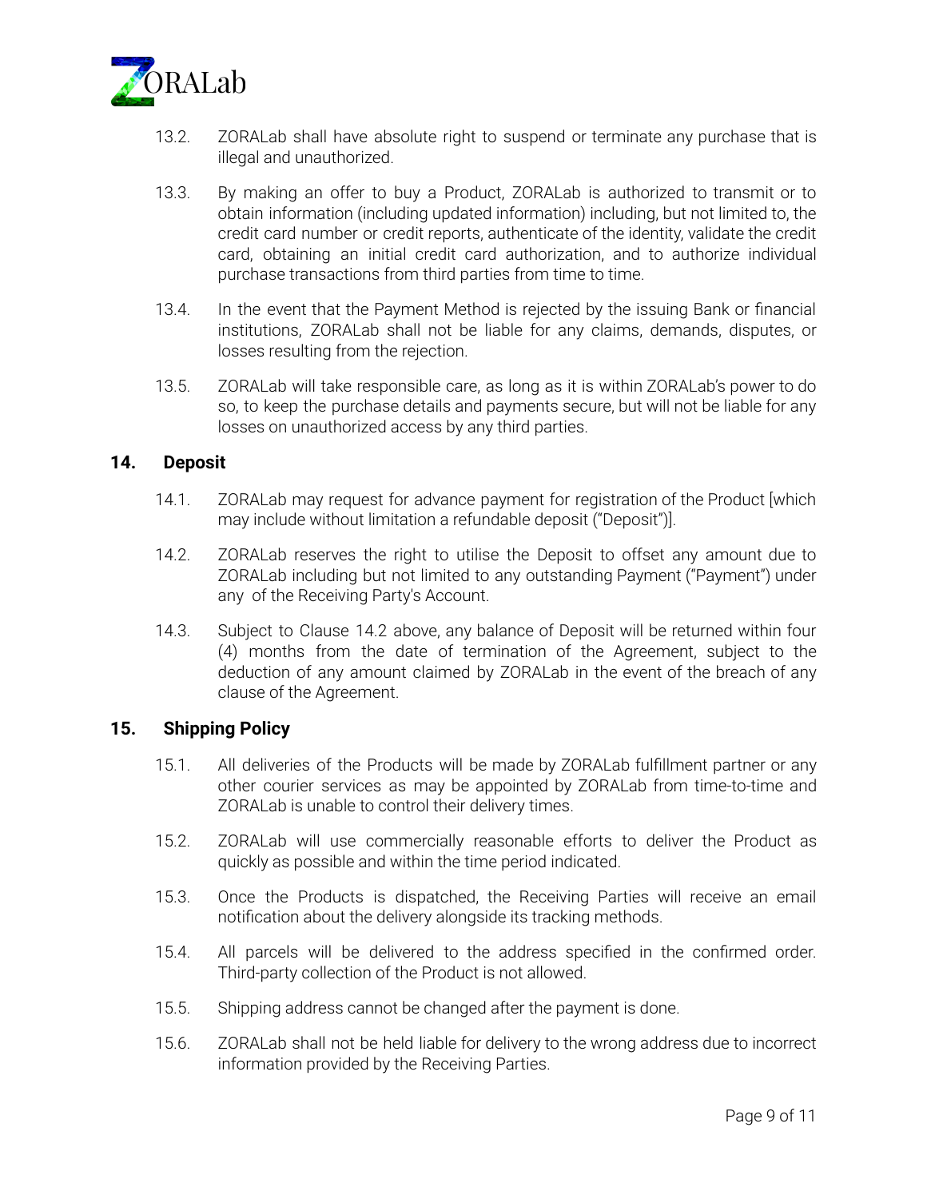13.2. ZORALab shall have absolute right to suspend or terminate any purchase that is illegal and unauthorized.

13.3. By making an offer to buy a Product, ZORALab is authorized to transmit or to obtain information (including updated information) including, but not limited to, the credit card number or credit reports, authenticate of the identity, validate the credit card, obtaining an initial credit card authorization, and to authorize individual purchase transactions from third parties from time to time.

13.4. In the event that the Payment Method is rejected by the issuing Bank or financial institutions, ZORALab shall not be liable for any claims, demands, disputes, or losses resulting from the rejection.

13.5. ZORALab will take responsible care, as long as it is within ZORALab's power to do so, to keep the purchase details and payments secure, but will not be liable for any losses on unauthorized access by any third parties.

## 14. Deposit

14.1. ZORALab may request for advance payment for registration of the Product [which may include without limitation a refundable deposit ("Deposit")].

14.2. ZORALab reserves the right to utilise the Deposit to offset any amount due to ZORALab including but not limited to any outstanding Payment ("Payment") under any of the Receiving Party's Account.

14.3. Subject to Clause 14.2 above, any balance of Deposit will be returned within four (4) months from the date of termination of the Agreement, subject to the deduction of any amount claimed by ZORALab in the event of the breach of any clause of the Agreement.

## 15. Shipping Policy

15.1. All deliveries of the Products will be made by ZORALab fulfillment partner or any other courier services as may be appointed by ZORALab from time-to-time and ZORALab is unable to control their delivery times.

15.2. ZORALab will use commercially reasonable efforts to deliver the Product as quickly as possible and within the time period indicated.

15.3. Once the Products is dispatched, the Receiving Parties will receive an email notification about the delivery alongside its tracking methods.

15.4. All parcels will be delivered to the address specified in the confirmed order. Third-party collection of the Product is not allowed.

15.5. Shipping address cannot be changed after the payment is done.

15.6. ZORALab shall not be held liable for delivery to the wrong address due to incorrect information provided by the Receiving Parties.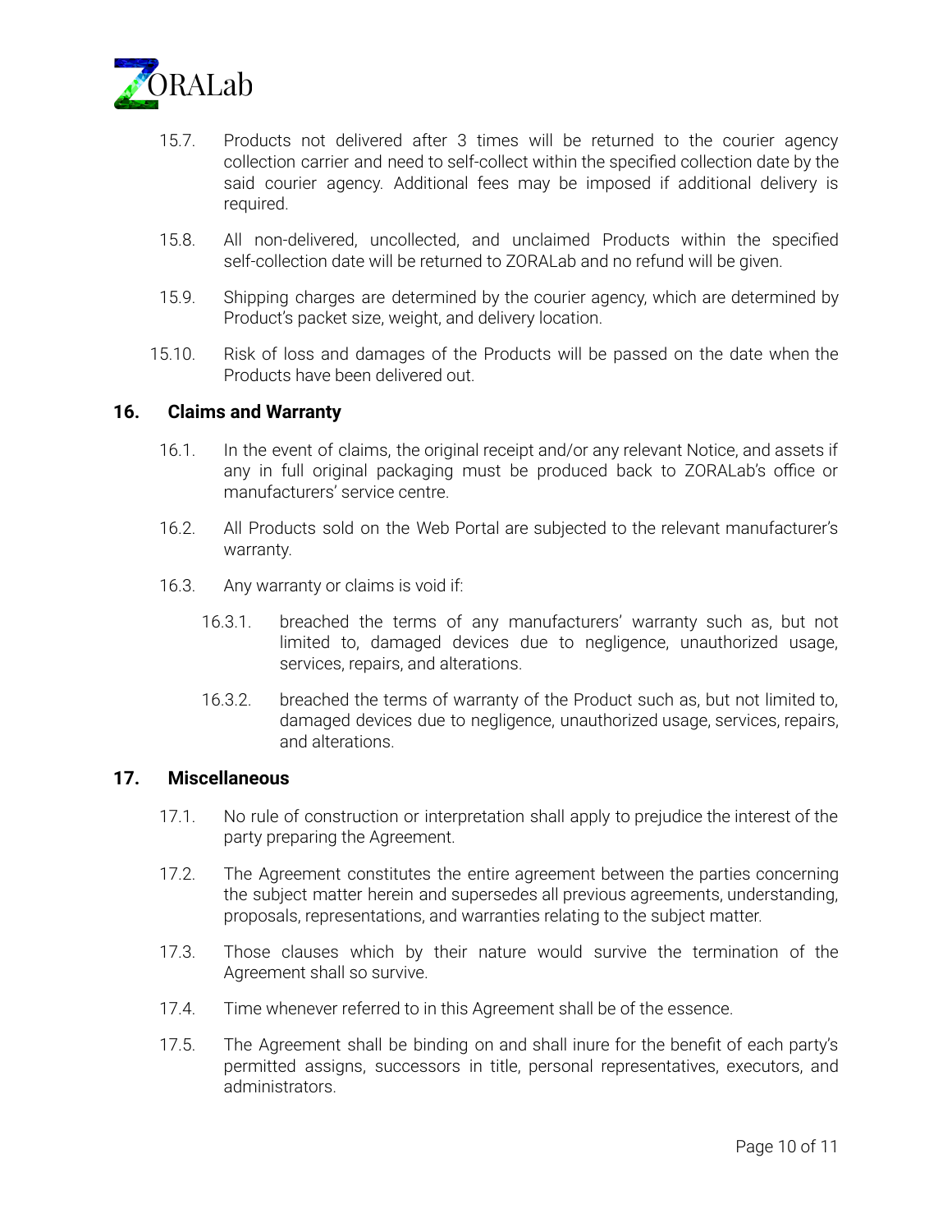15.7. Products not delivered after 3 times will be returned to the courier agency collection carrier and need to self-collect within the specified collection date by the said courier agency. Additional fees may be imposed if additional delivery is required.

15.8. All non-delivered, uncollected, and unclaimed Products within the specified self-collection date will be returned to ZORALab and no refund will be given.

15.9. Shipping charges are determined by the courier agency, which are determined by Product's packet size, weight, and delivery location.

15.10. Risk of loss and damages of the Products will be passed on the date when the Products have been delivered out.

## 16. Claims and Warranty

16.1. In the event of claims, the original receipt and/or any relevant Notice, and assets if any in full original packaging must be produced back to ZORALab's office or manufacturers' service centre.

16.2. All Products sold on the Web Portal are subjected to the relevant manufacturer's warranty.

16.3. Any warranty or claims is void if:

16.3.1. breached the terms of any manufacturers' warranty such as, but not limited to, damaged devices due to negligence, unauthorized usage, services, repairs, and alterations.

16.3.2. breached the terms of warranty of the Product such as, but not limited to, damaged devices due to negligence, unauthorized usage, services, repairs, and alterations.

## 17. Miscellaneous

17.1. No rule of construction or interpretation shall apply to prejudice the interest of the party preparing the Agreement.

17.2. The Agreement constitutes the entire agreement between the parties concerning the subject matter herein and supersedes all previous agreements, understanding, proposals, representations, and warranties relating to the subject matter.

17.3. Those clauses which by their nature would survive the termination of the Agreement shall so survive.

17.4. Time whenever referred to in this Agreement shall be of the essence.

17.5. The Agreement shall be binding on and shall inure for the benefit of each party's permitted assigns, successors in title, personal representatives, executors, and administrators.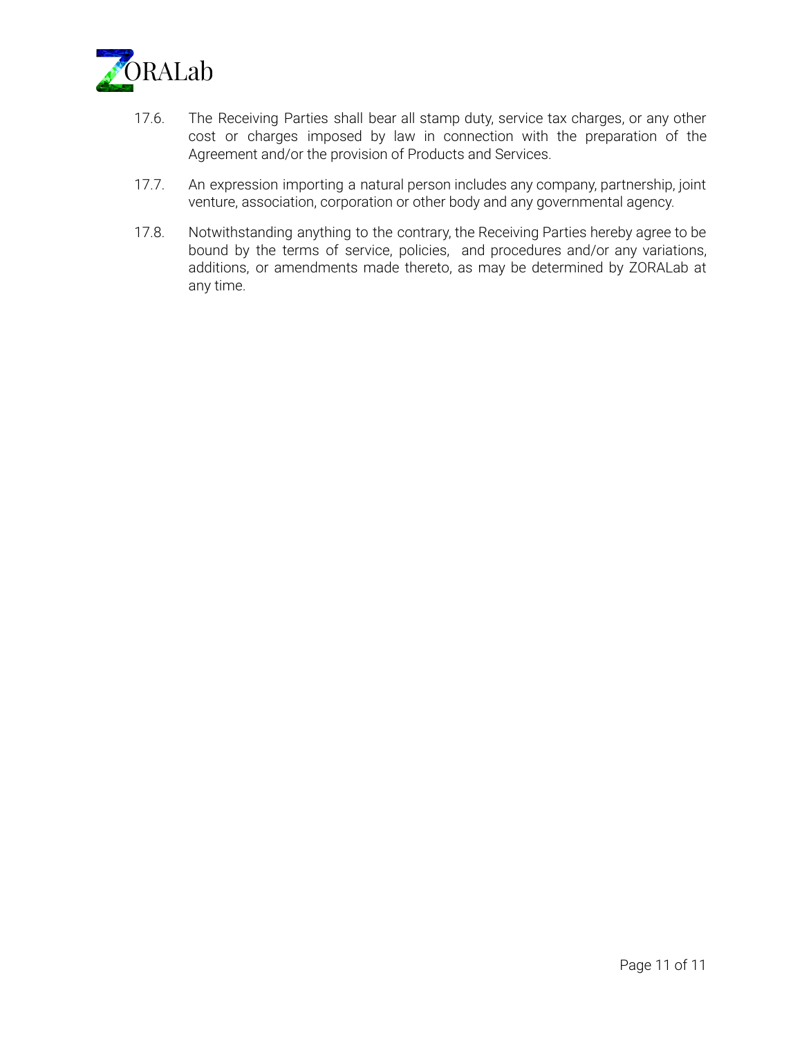17.6. The Receiving Parties shall bear all stamp duty, service tax charges, or any other cost or charges imposed by law in connection with the preparation of the Agreement and/or the provision of Products and Services.

17.7. An expression importing a natural person includes any company, partnership, joint venture, association, corporation or other body and any governmental agency.

17.8. Notwithstanding anything to the contrary, the Receiving Parties hereby agree to be bound by the terms of service, policies, and procedures and/or any variations, additions, or amendments made thereto, as may be determined by ZORALab at any time.